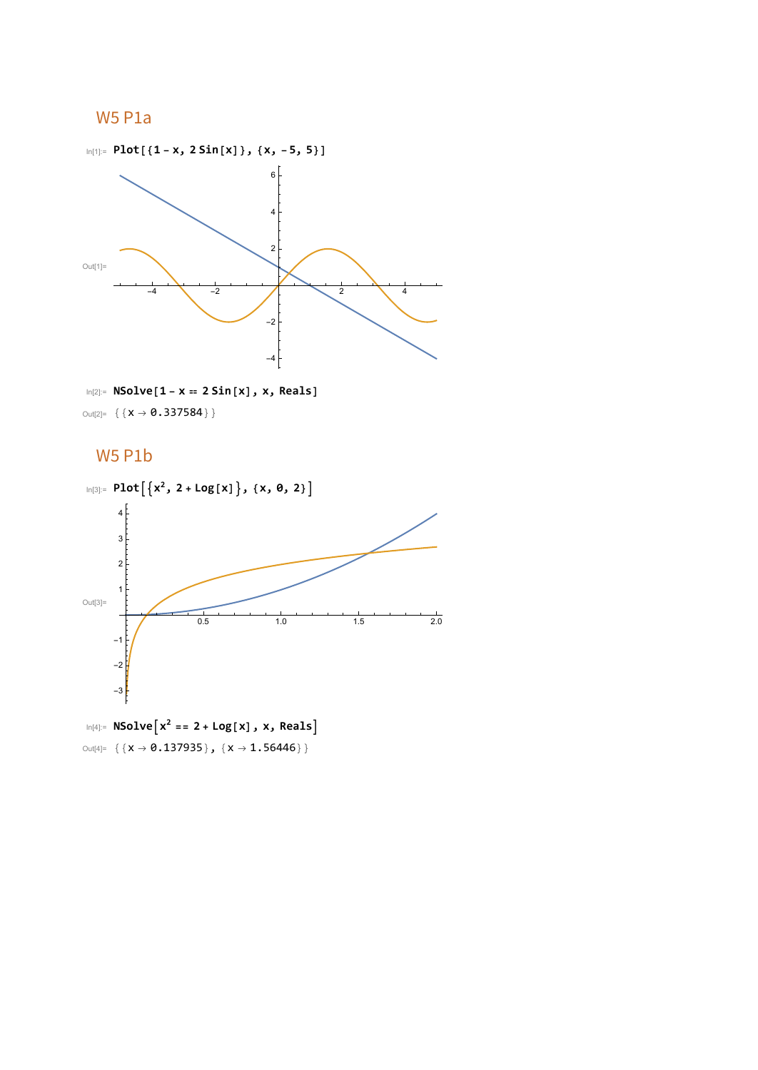## W5 P1a

In[1]:=
```
Plot[{1 - x, 2 Sin[x]}, {x, -5, 5}]
```

Out[1]=

In[2]:=
```
NSolve[1 - x == 2 Sin[x], x, Reals]
```

Out[2]= {{x → 0.337584}}

## W5 P1b

In[3]:=
```
Plot[{x^2, 2 + Log[x]}, {x, 0, 2}]
```

Out[3]=

In[4]:=
```
NSolve[x^2 == 2 + Log[x], x, Reals]
```

Out[4]= {{x → 0.137935}, {x → 1.56446}}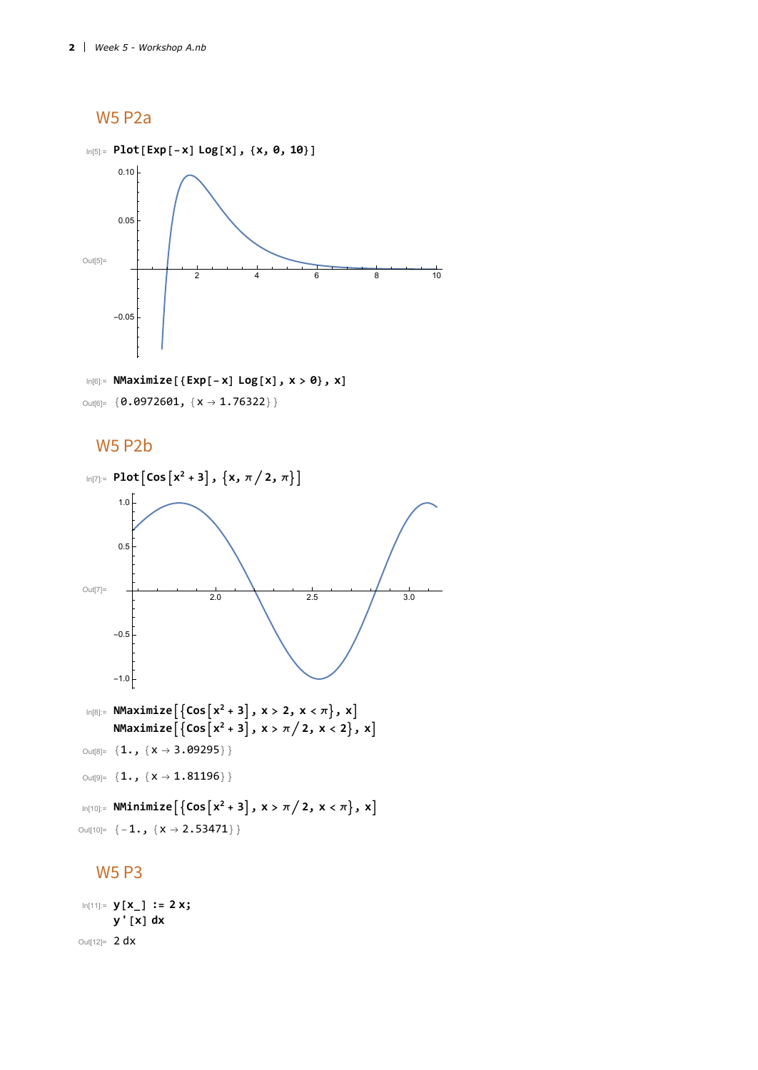## W5 P2a

```
In[5]:= Plot[Exp[-x] Log[x], {x, 0, 10}]
```

Out[5]=

```
In[6]:= NMaximize[{Exp[-x] Log[x], x > 0}, x]
Out[6]= {0.0972601, {x → 1.76322}}
```

## W5 P2b

```
In[7]:= Plot[Cos[x^2 + 3], {x, π/2, π}]
```

Out[7]=

```
In[8]:= NMaximize[{Cos[x^2 + 3], x > 2, x < π}, x]
        NMaximize[{Cos[x^2 + 3], x > π/2, x < 2}, x]
Out[8]= {1., {x → 3.09295}}
Out[9]= {1., {x → 1.81196}}
```

```
In[10]:= NMinimize[{Cos[x^2 + 3], x > π/2, x < π}, x]
Out[10]= {-1., {x → 2.53471}}
```

## W5 P3

```
In[11]:= y[x_] := 2 x;
         y'[x] dx
Out[12]= 2 dx
```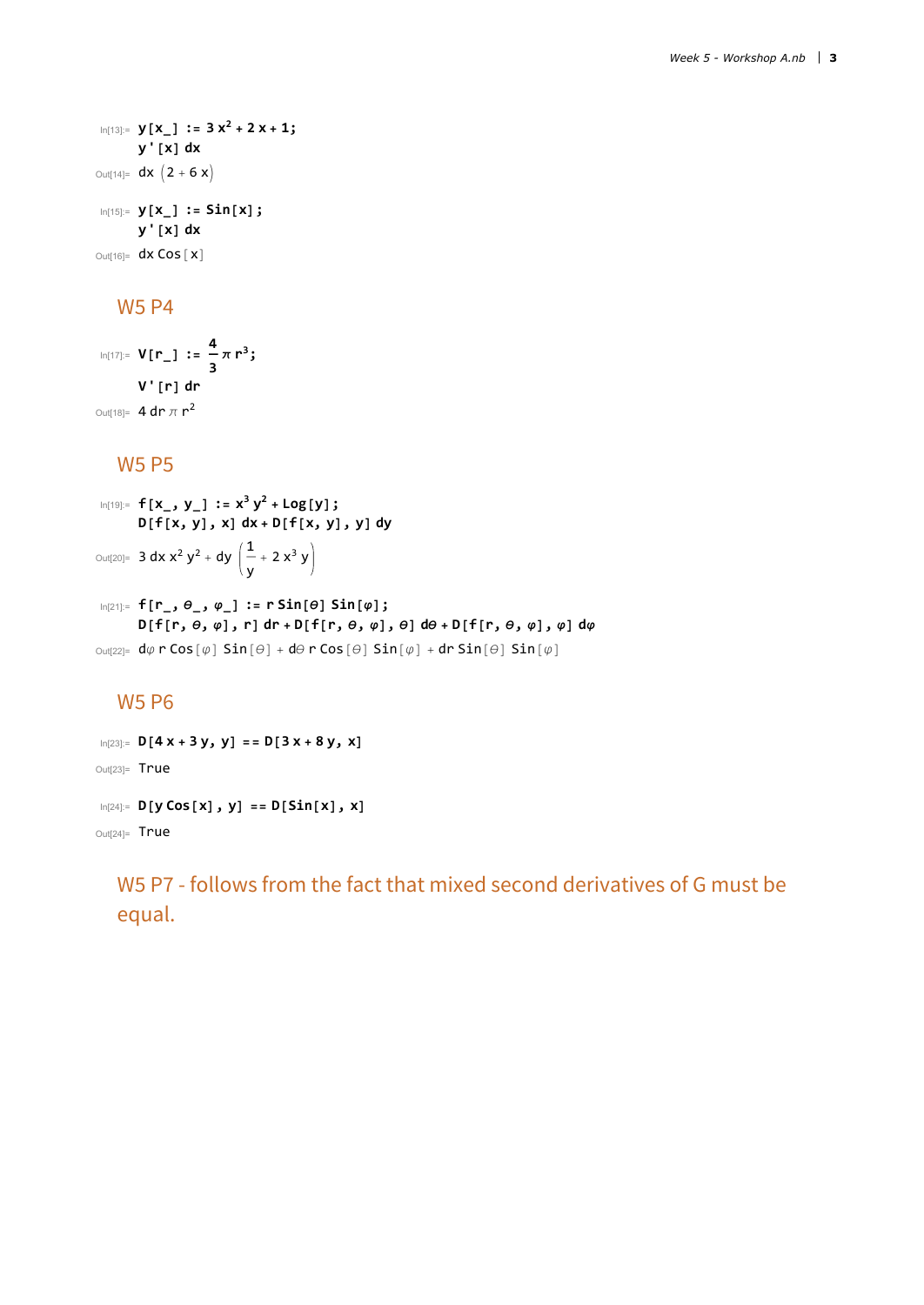```
In[13]:= y[x_] := 3 x^2 + 2 x + 1;
         y'[x] dx
Out[14]= dx (2 + 6 x)
```

```
In[15]:= y[x_] := Sin[x];
         y'[x] dx
Out[16]= dx Cos[x]
```

## W5 P4

```
In[17]:= V[r_] := 4/3 π r^3;
         V'[r] dr
Out[18]= 4 dr π r^2
```

## W5 P5

```
In[19]:= f[x_, y_] := x^3 y^2 + Log[y];
         D[f[x, y], x] dx + D[f[x, y], y] dy
Out[20]= 3 dx x^2 y^2 + dy (1/y + 2 x^3 y)
```

```
In[21]:= f[r_, θ_, φ_] := r Sin[θ] Sin[φ];
         D[f[r, θ, φ], r] dr + D[f[r, θ, φ], θ] dθ + D[f[r, θ, φ], φ] dφ
Out[22]= dφ r Cos[φ] Sin[θ] + dθ r Cos[θ] Sin[φ] + dr Sin[θ] Sin[φ]
```

## W5 P6

```
In[23]:= D[4 x + 3 y, y] == D[3 x + 8 y, x]
Out[23]= True
```

```
In[24]:= D[y Cos[x], y] == D[Sin[x], x]
Out[24]= True
```

## W5 P7 - follows from the fact that mixed second derivatives of G must be equal.